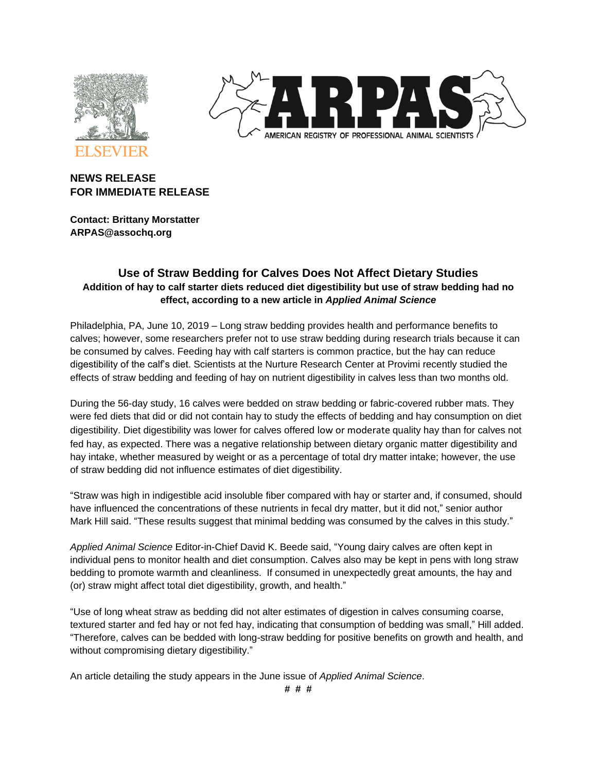**NEWS RELEASE**
**FOR IMMEDIATE RELEASE**

**Contact: Brittany Morstatter**
**ARPAS@assochq.org**

## Use of Straw Bedding for Calves Does Not Affect Dietary Studies

### Addition of hay to calf starter diets reduced diet digestibility but use of straw bedding had no effect, according to a new article in *Applied Animal Science*

Philadelphia, PA, June 10, 2019 – Long straw bedding provides health and performance benefits to calves; however, some researchers prefer not to use straw bedding during research trials because it can be consumed by calves. Feeding hay with calf starters is common practice, but the hay can reduce digestibility of the calf's diet. Scientists at the Nurture Research Center at Provimi recently studied the effects of straw bedding and feeding of hay on nutrient digestibility in calves less than two months old.

During the 56-day study, 16 calves were bedded on straw bedding or fabric-covered rubber mats. They were fed diets that did or did not contain hay to study the effects of bedding and hay consumption on diet digestibility. Diet digestibility was lower for calves offered low or moderate quality hay than for calves not fed hay, as expected. There was a negative relationship between dietary organic matter digestibility and hay intake, whether measured by weight or as a percentage of total dry matter intake; however, the use of straw bedding did not influence estimates of diet digestibility.

"Straw was high in indigestible acid insoluble fiber compared with hay or starter and, if consumed, should have influenced the concentrations of these nutrients in fecal dry matter, but it did not," senior author Mark Hill said. "These results suggest that minimal bedding was consumed by the calves in this study."

*Applied Animal Science* Editor-in-Chief David K. Beede said, "Young dairy calves are often kept in individual pens to monitor health and diet consumption. Calves also may be kept in pens with long straw bedding to promote warmth and cleanliness. If consumed in unexpectedly great amounts, the hay and (or) straw might affect total diet digestibility, growth, and health."

"Use of long wheat straw as bedding did not alter estimates of digestion in calves consuming coarse, textured starter and fed hay or not fed hay, indicating that consumption of bedding was small," Hill added. "Therefore, calves can be bedded with long-straw bedding for positive benefits on growth and health, and without compromising dietary digestibility."

An article detailing the study appears in the June issue of *Applied Animal Science*.

# # #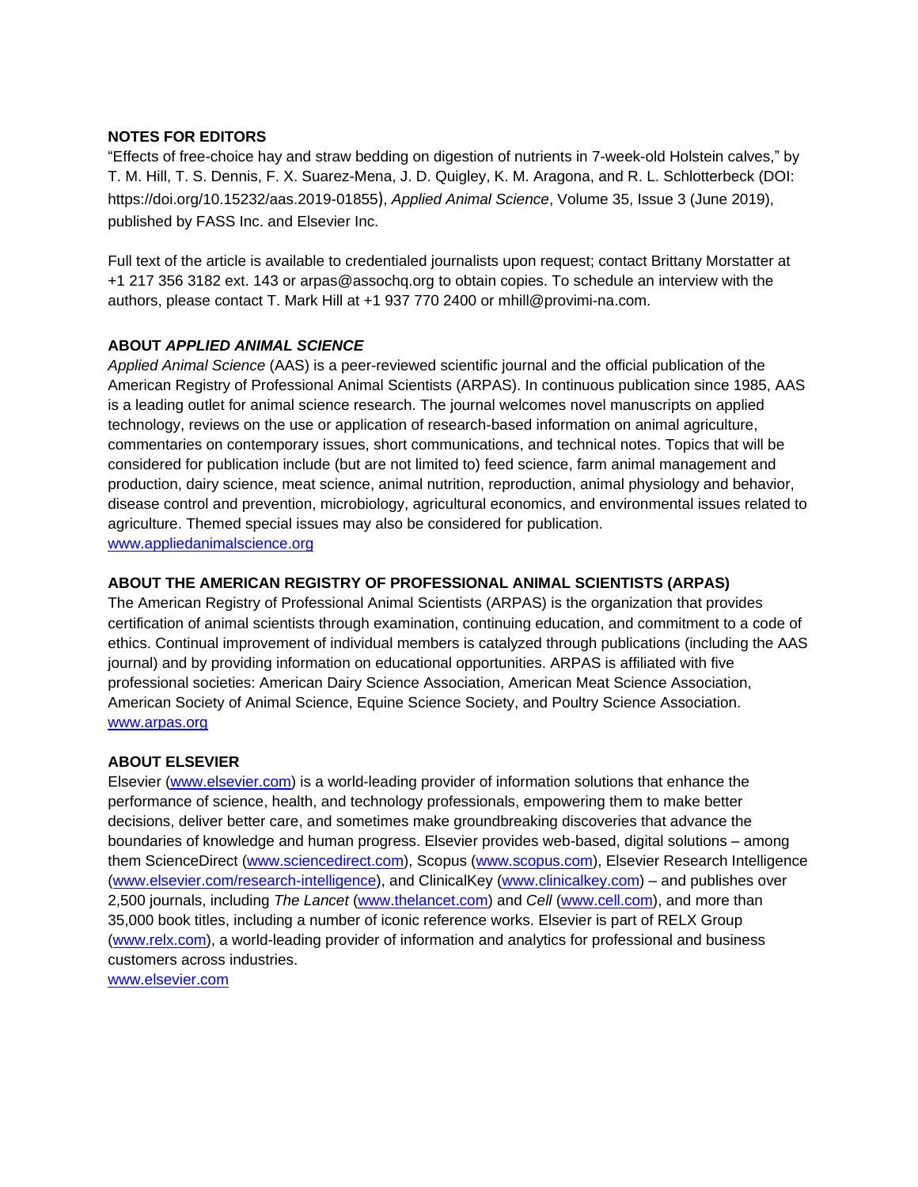**NOTES FOR EDITORS**

"Effects of free-choice hay and straw bedding on digestion of nutrients in 7-week-old Holstein calves," by T. M. Hill, T. S. Dennis, F. X. Suarez-Mena, J. D. Quigley, K. M. Aragona, and R. L. Schlotterbeck (DOI: https://doi.org/10.15232/aas.2019-01855), *Applied Animal Science*, Volume 35, Issue 3 (June 2019), published by FASS Inc. and Elsevier Inc.

Full text of the article is available to credentialed journalists upon request; contact Brittany Morstatter at +1 217 356 3182 ext. 143 or arpas@assochq.org to obtain copies. To schedule an interview with the authors, please contact T. Mark Hill at +1 937 770 2400 or mhill@provimi-na.com.

**ABOUT *APPLIED ANIMAL SCIENCE***

*Applied Animal Science* (AAS) is a peer-reviewed scientific journal and the official publication of the American Registry of Professional Animal Scientists (ARPAS). In continuous publication since 1985, AAS is a leading outlet for animal science research. The journal welcomes novel manuscripts on applied technology, reviews on the use or application of research-based information on animal agriculture, commentaries on contemporary issues, short communications, and technical notes. Topics that will be considered for publication include (but are not limited to) feed science, farm animal management and production, dairy science, meat science, animal nutrition, reproduction, animal physiology and behavior, disease control and prevention, microbiology, agricultural economics, and environmental issues related to agriculture. Themed special issues may also be considered for publication.
www.appliedanimalscience.org

**ABOUT THE AMERICAN REGISTRY OF PROFESSIONAL ANIMAL SCIENTISTS (ARPAS)**

The American Registry of Professional Animal Scientists (ARPAS) is the organization that provides certification of animal scientists through examination, continuing education, and commitment to a code of ethics. Continual improvement of individual members is catalyzed through publications (including the AAS journal) and by providing information on educational opportunities. ARPAS is affiliated with five professional societies: American Dairy Science Association, American Meat Science Association, American Society of Animal Science, Equine Science Society, and Poultry Science Association.
www.arpas.org

**ABOUT ELSEVIER**

Elsevier (www.elsevier.com) is a world-leading provider of information solutions that enhance the performance of science, health, and technology professionals, empowering them to make better decisions, deliver better care, and sometimes make groundbreaking discoveries that advance the boundaries of knowledge and human progress. Elsevier provides web-based, digital solutions – among them ScienceDirect (www.sciencedirect.com), Scopus (www.scopus.com), Elsevier Research Intelligence (www.elsevier.com/research-intelligence), and ClinicalKey (www.clinicalkey.com) – and publishes over 2,500 journals, including *The Lancet* (www.thelancet.com) and *Cell* (www.cell.com), and more than 35,000 book titles, including a number of iconic reference works. Elsevier is part of RELX Group (www.relx.com), a world-leading provider of information and analytics for professional and business customers across industries.
www.elsevier.com